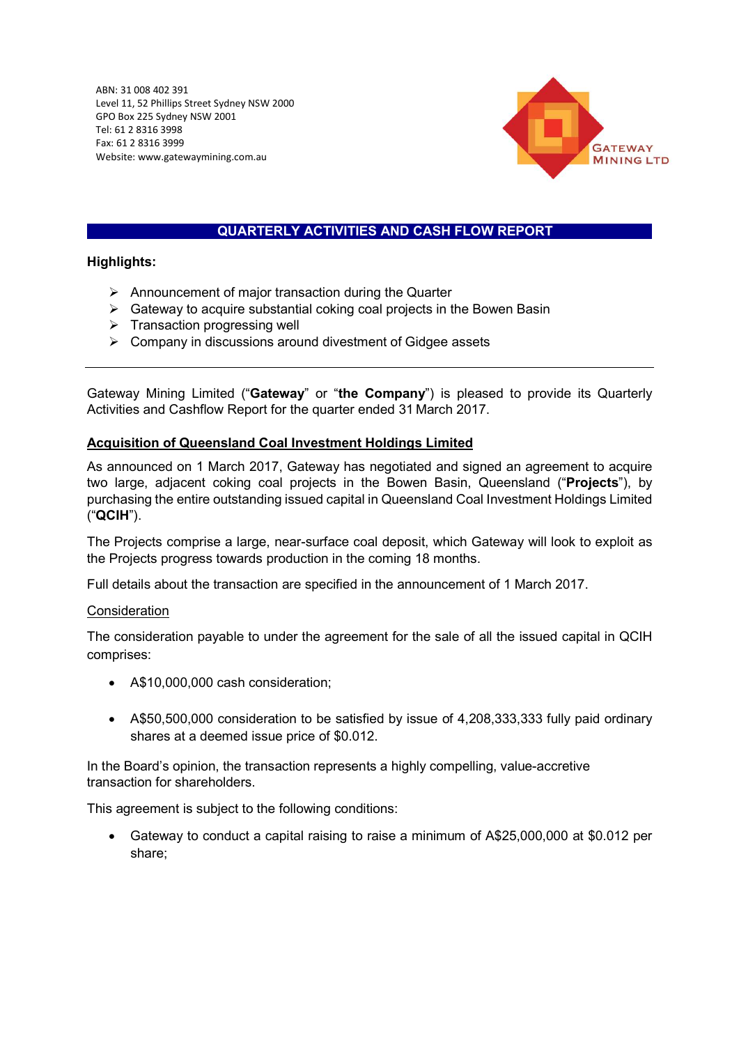ABN: 31 008 402 391
Level 11, 52 Phillips Street Sydney NSW 2000
GPO Box 225 Sydney NSW 2001
Tel: 61 2 8316 3998
Fax: 61 2 8316 3999
Website: www.gatewaymining.com.au

GATEWAY MINING LTD

# QUARTERLY ACTIVITIES AND CASH FLOW REPORT

**Highlights:**

- Announcement of major transaction during the Quarter
- Gateway to acquire substantial coking coal projects in the Bowen Basin
- Transaction progressing well
- Company in discussions around divestment of Gidgee assets

---

Gateway Mining Limited ("**Gateway**" or "**the Company**") is pleased to provide its Quarterly Activities and Cashflow Report for the quarter ended 31 March 2017.

## Acquisition of Queensland Coal Investment Holdings Limited

As announced on 1 March 2017, Gateway has negotiated and signed an agreement to acquire two large, adjacent coking coal projects in the Bowen Basin, Queensland ("**Projects**"), by purchasing the entire outstanding issued capital in Queensland Coal Investment Holdings Limited ("**QCIH**").

The Projects comprise a large, near-surface coal deposit, which Gateway will look to exploit as the Projects progress towards production in the coming 18 months.

Full details about the transaction are specified in the announcement of 1 March 2017.

### Consideration

The consideration payable to under the agreement for the sale of all the issued capital in QCIH comprises:

- A$10,000,000 cash consideration;
- A$50,500,000 consideration to be satisfied by issue of 4,208,333,333 fully paid ordinary shares at a deemed issue price of $0.012.

In the Board's opinion, the transaction represents a highly compelling, value-accretive transaction for shareholders.

This agreement is subject to the following conditions:

- Gateway to conduct a capital raising to raise a minimum of A$25,000,000 at $0.012 per share;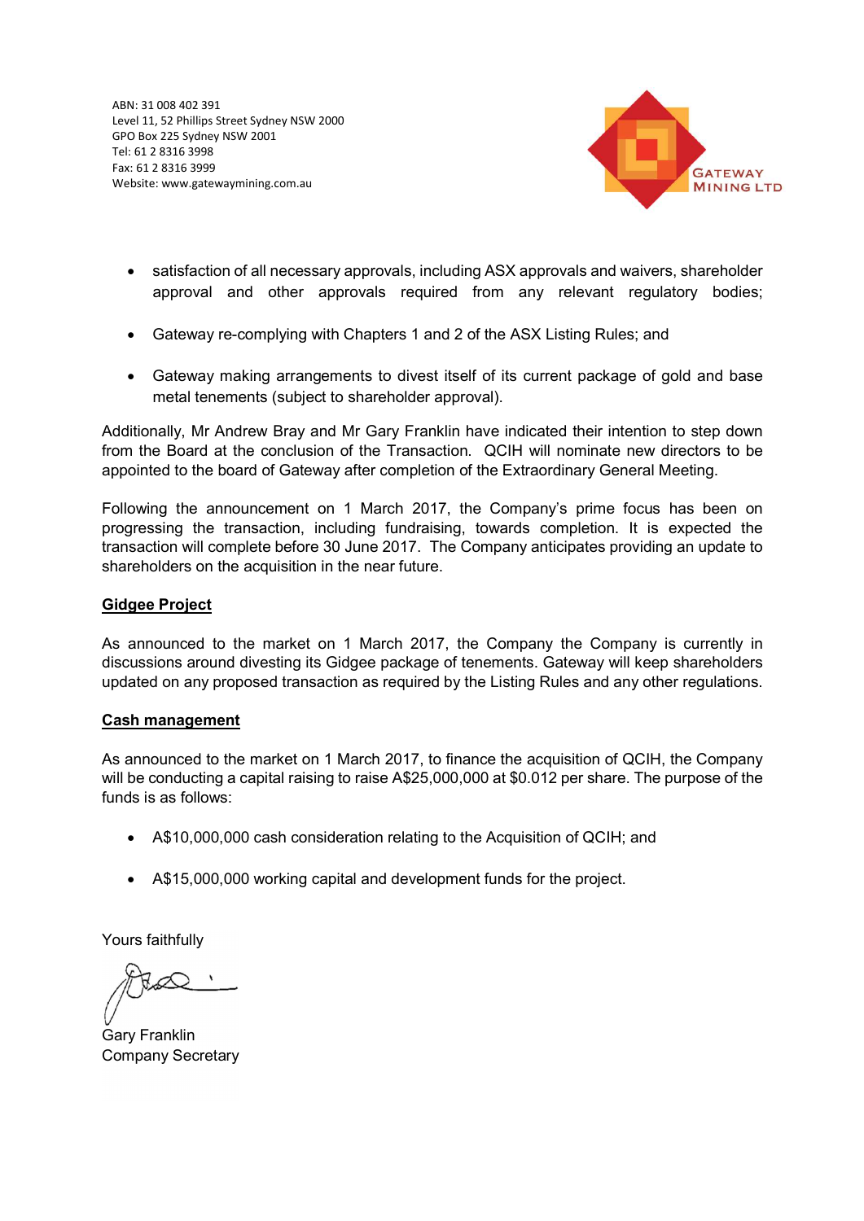ABN: 31 008 402 391
Level 11, 52 Phillips Street Sydney NSW 2000
GPO Box 225 Sydney NSW 2001
Tel: 61 2 8316 3998
Fax: 61 2 8316 3999
Website: www.gatewaymining.com.au

GATEWAY MINING LTD

- satisfaction of all necessary approvals, including ASX approvals and waivers, shareholder approval and other approvals required from any relevant regulatory bodies;
- Gateway re-complying with Chapters 1 and 2 of the ASX Listing Rules; and
- Gateway making arrangements to divest itself of its current package of gold and base metal tenements (subject to shareholder approval).

Additionally, Mr Andrew Bray and Mr Gary Franklin have indicated their intention to step down from the Board at the conclusion of the Transaction. QCIH will nominate new directors to be appointed to the board of Gateway after completion of the Extraordinary General Meeting.

Following the announcement on 1 March 2017, the Company's prime focus has been on progressing the transaction, including fundraising, towards completion. It is expected the transaction will complete before 30 June 2017. The Company anticipates providing an update to shareholders on the acquisition in the near future.

## Gidgee Project

As announced to the market on 1 March 2017, the Company the Company is currently in discussions around divesting its Gidgee package of tenements. Gateway will keep shareholders updated on any proposed transaction as required by the Listing Rules and any other regulations.

## Cash management

As announced to the market on 1 March 2017, to finance the acquisition of QCIH, the Company will be conducting a capital raising to raise A$25,000,000 at $0.012 per share. The purpose of the funds is as follows:

- A$10,000,000 cash consideration relating to the Acquisition of QCIH; and
- A$15,000,000 working capital and development funds for the project.

Yours faithfully

Gary Franklin
Company Secretary